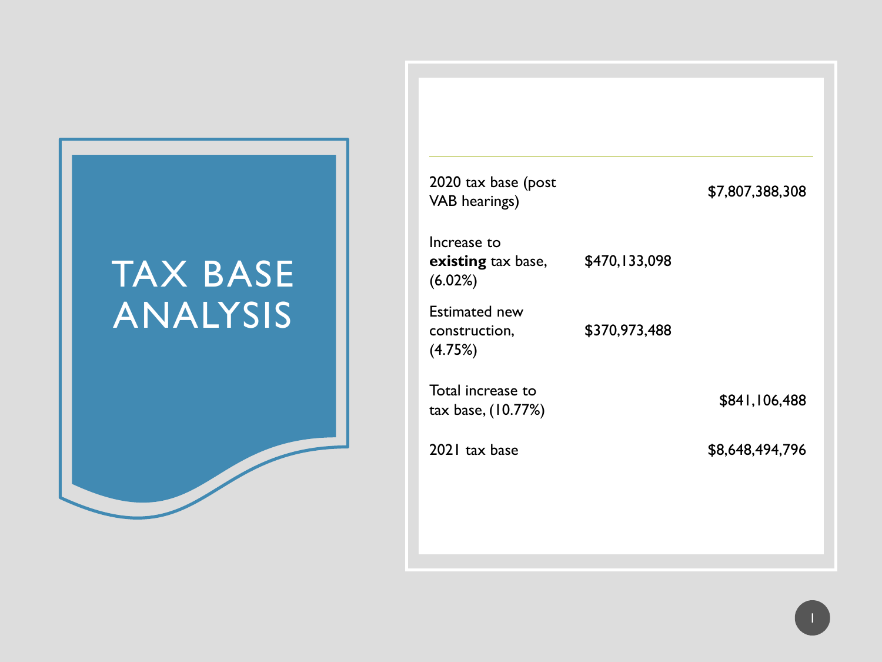# TAX BASE ANALYSIS

| | | |
|---|---|---|
| 2020 tax base (post VAB hearings) | | $7,807,388,308 |
| Increase to **existing** tax base, (6.02%) | $470,133,098 | |
| Estimated new construction, (4.75%) | $370,973,488 | |
| Total increase to tax base, (10.77%) | | $841,106,488 |
| 2021 tax base | | $8,648,494,796 |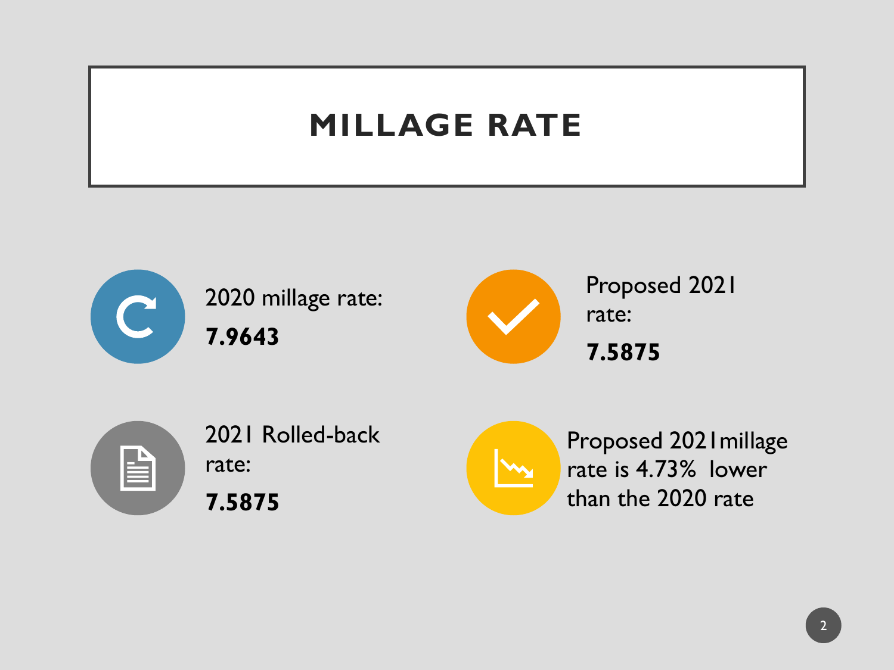# MILLAGE RATE

2020 millage rate:

**7.9643**

Proposed 2021 rate:

**7.5875**

2021 Rolled-back rate:

**7.5875**

Proposed 2021millage rate is 4.73% lower than the 2020 rate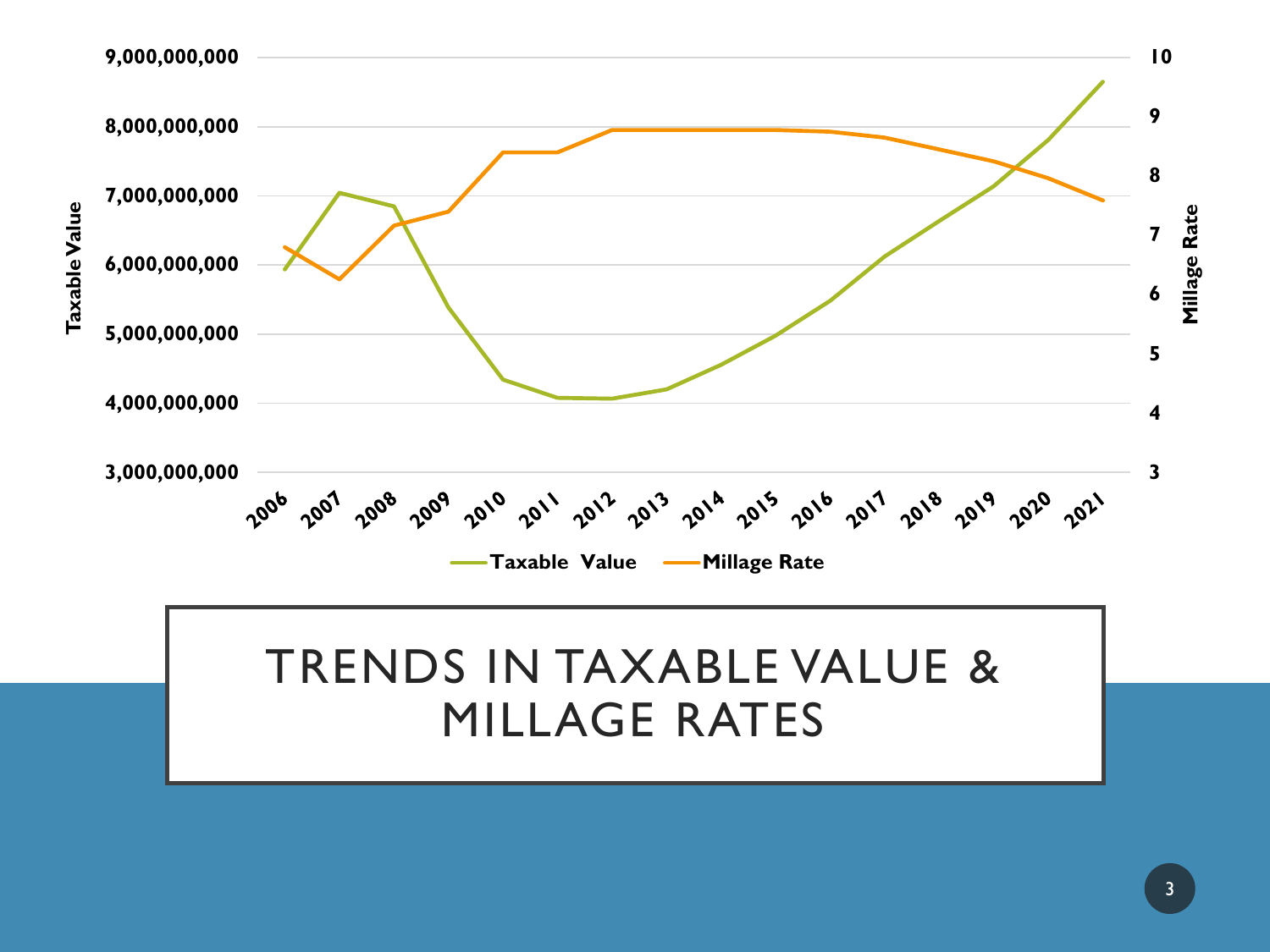# TRENDS IN TAXABLE VALUE & MILLAGE RATES

Taxable Value | Millage Rate

Years: 2006, 2007, 2008, 2009, 2010, 2011, 2012, 2013, 2014, 2015, 2016, 2017, 2018, 2019, 2020, 2021

Taxable Value axis: 3,000,000,000 – 9,000,000,000

Millage Rate axis: 3 – 10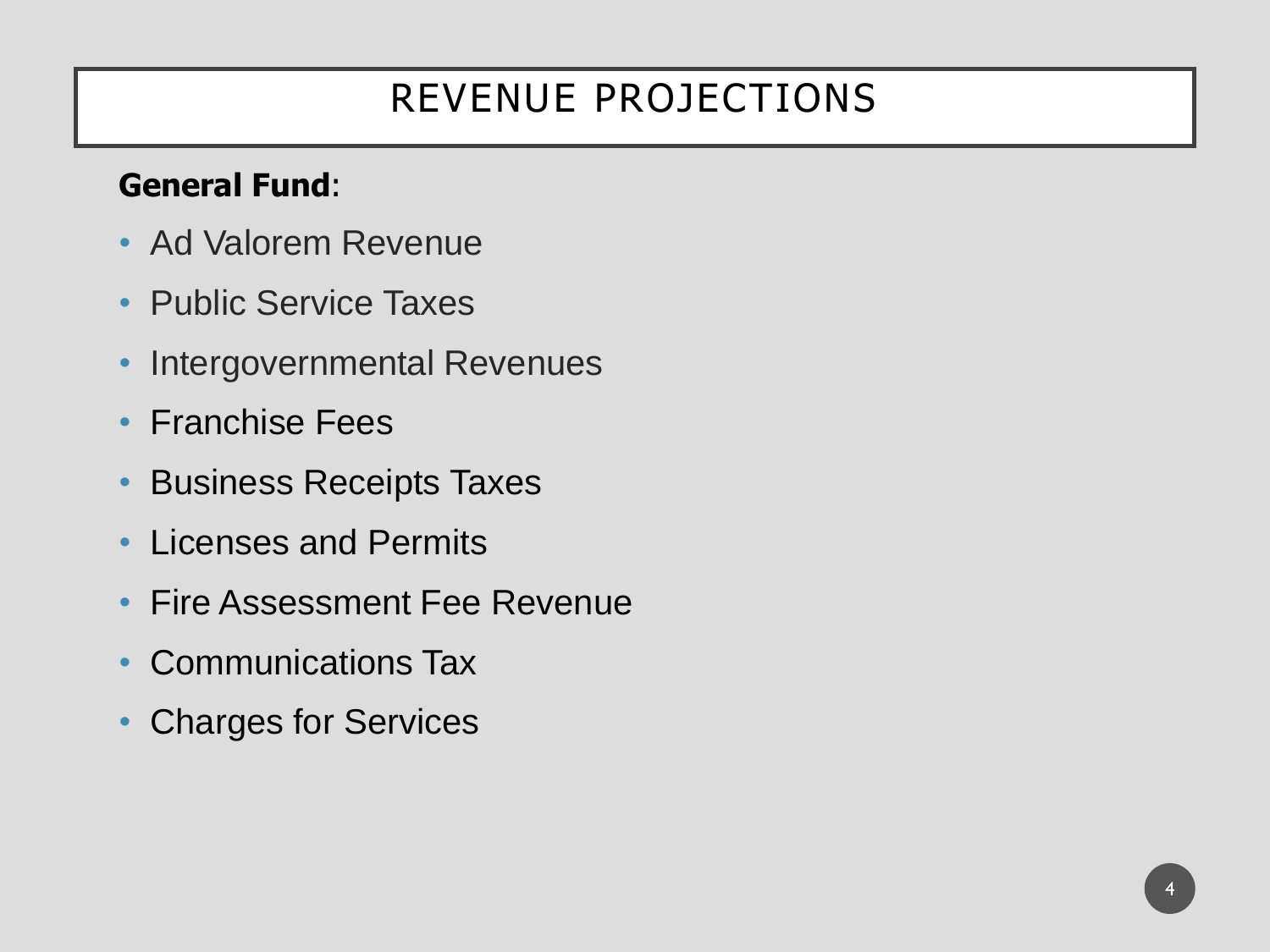# REVENUE PROJECTIONS

**General Fund**:

- Ad Valorem Revenue
- Public Service Taxes
- Intergovernmental Revenues
- Franchise Fees
- Business Receipts Taxes
- Licenses and Permits
- Fire Assessment Fee Revenue
- Communications Tax
- Charges for Services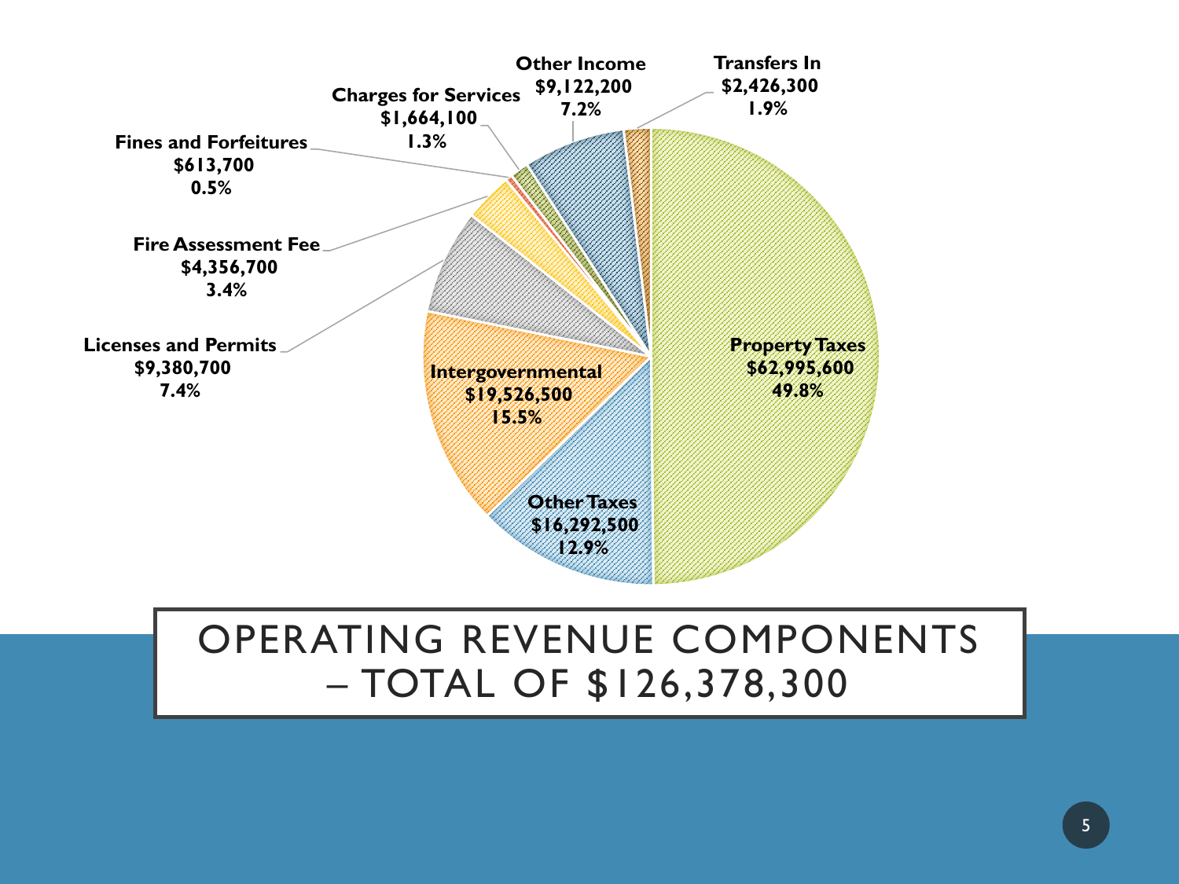# OPERATING REVENUE COMPONENTS – TOTAL OF $126,378,300

| Component | Amount | Percent |
| --- | --- | --- |
| Property Taxes | $62,995,600 | 49.8% |
| Other Taxes | $16,292,500 | 12.9% |
| Intergovernmental | $19,526,500 | 15.5% |
| Licenses and Permits | $9,380,700 | 7.4% |
| Fire Assessment Fee | $4,356,700 | 3.4% |
| Fines and Forfeitures | $613,700 | 0.5% |
| Charges for Services | $1,664,100 | 1.3% |
| Other Income | $9,122,200 | 7.2% |
| Transfers In | $2,426,300 | 1.9% |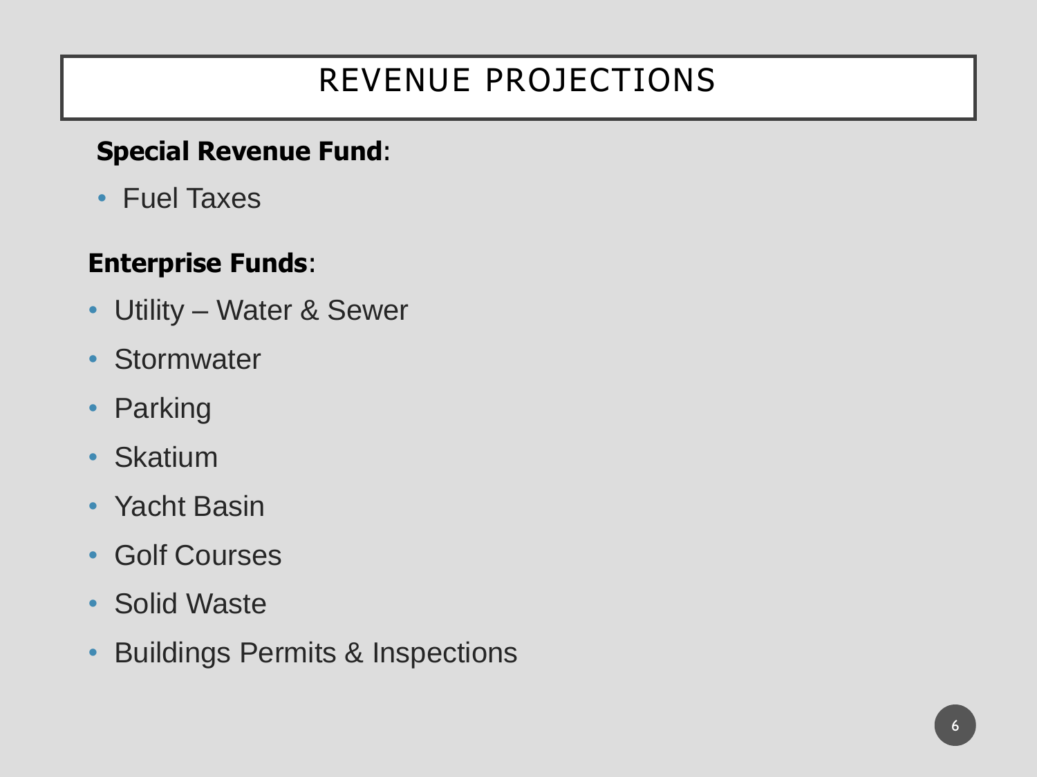# REVENUE PROJECTIONS

**Special Revenue Fund**:

- Fuel Taxes

**Enterprise Funds**:

- Utility – Water & Sewer
- Stormwater
- Parking
- Skatium
- Yacht Basin
- Golf Courses
- Solid Waste
- Buildings Permits & Inspections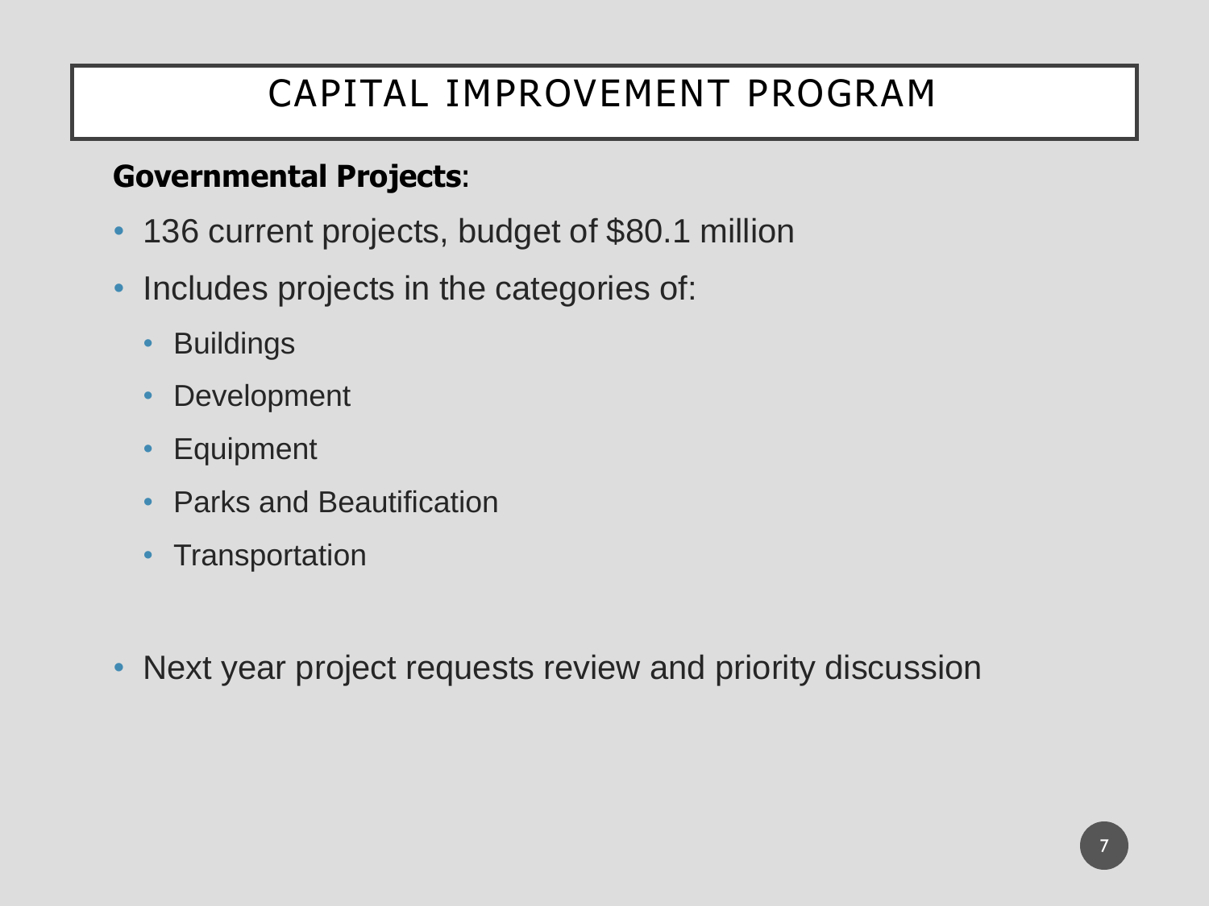# CAPITAL IMPROVEMENT PROGRAM

**Governmental Projects**:

- 136 current projects, budget of $80.1 million
- Includes projects in the categories of:
  - Buildings
  - Development
  - Equipment
  - Parks and Beautification
  - Transportation

- Next year project requests review and priority discussion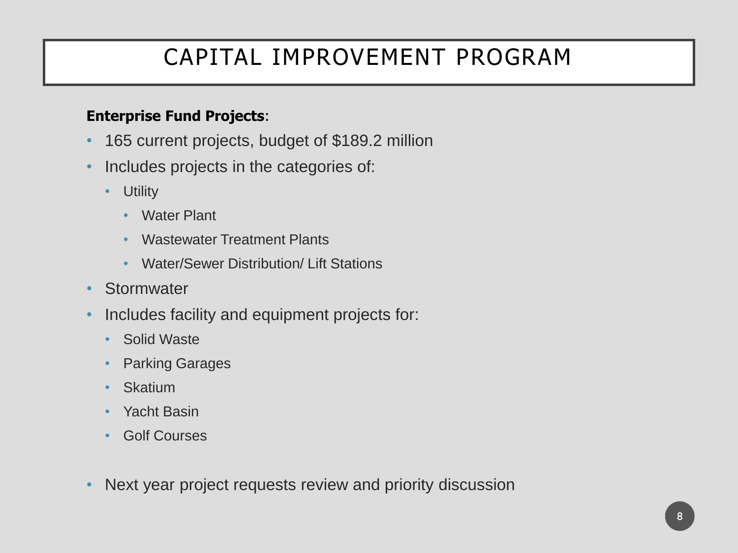# CAPITAL IMPROVEMENT PROGRAM

**Enterprise Fund Projects**:

- 165 current projects, budget of $189.2 million
- Includes projects in the categories of:
  - Utility
    - Water Plant
    - Wastewater Treatment Plants
    - Water/Sewer Distribution/ Lift Stations
- Stormwater
- Includes facility and equipment projects for:
  - Solid Waste
  - Parking Garages
  - Skatium
  - Yacht Basin
  - Golf Courses
- Next year project requests review and priority discussion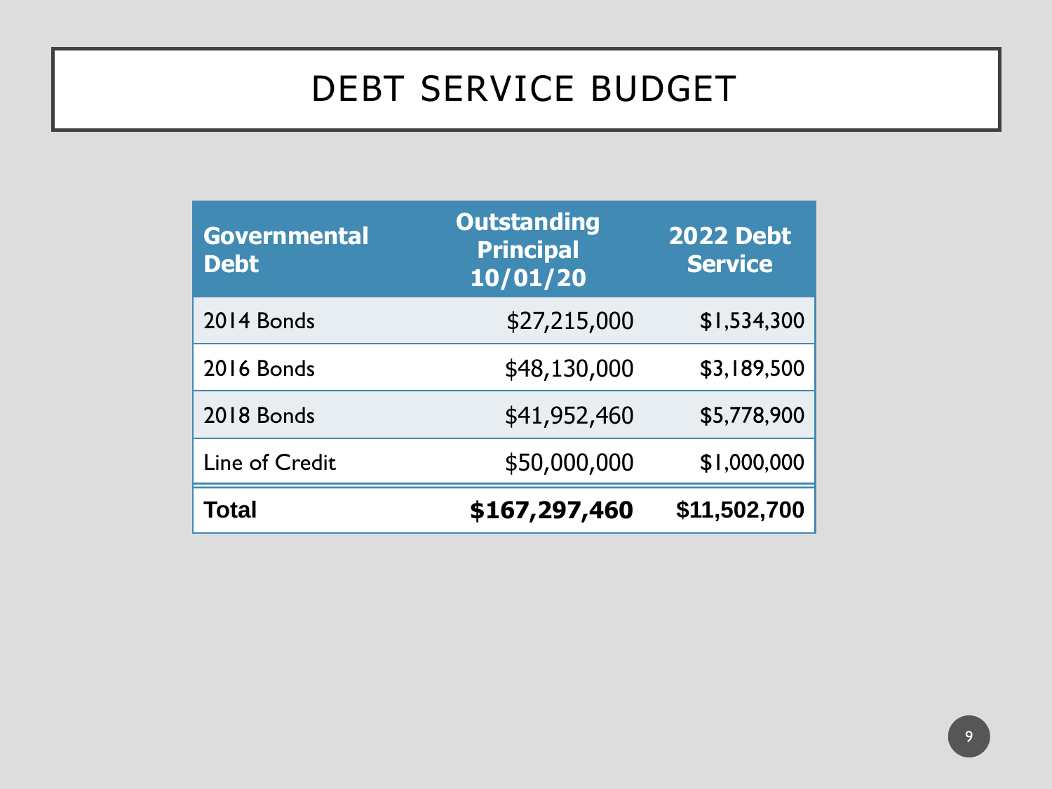# DEBT SERVICE BUDGET

| Governmental Debt | Outstanding Principal 10/01/20 | 2022 Debt Service |
|---|---:|---:|
| 2014 Bonds | $27,215,000 | $1,534,300 |
| 2016 Bonds | $48,130,000 | $3,189,500 |
| 2018 Bonds | $41,952,460 | $5,778,900 |
| Line of Credit | $50,000,000 | $1,000,000 |
| **Total** | **$167,297,460** | **$11,502,700** |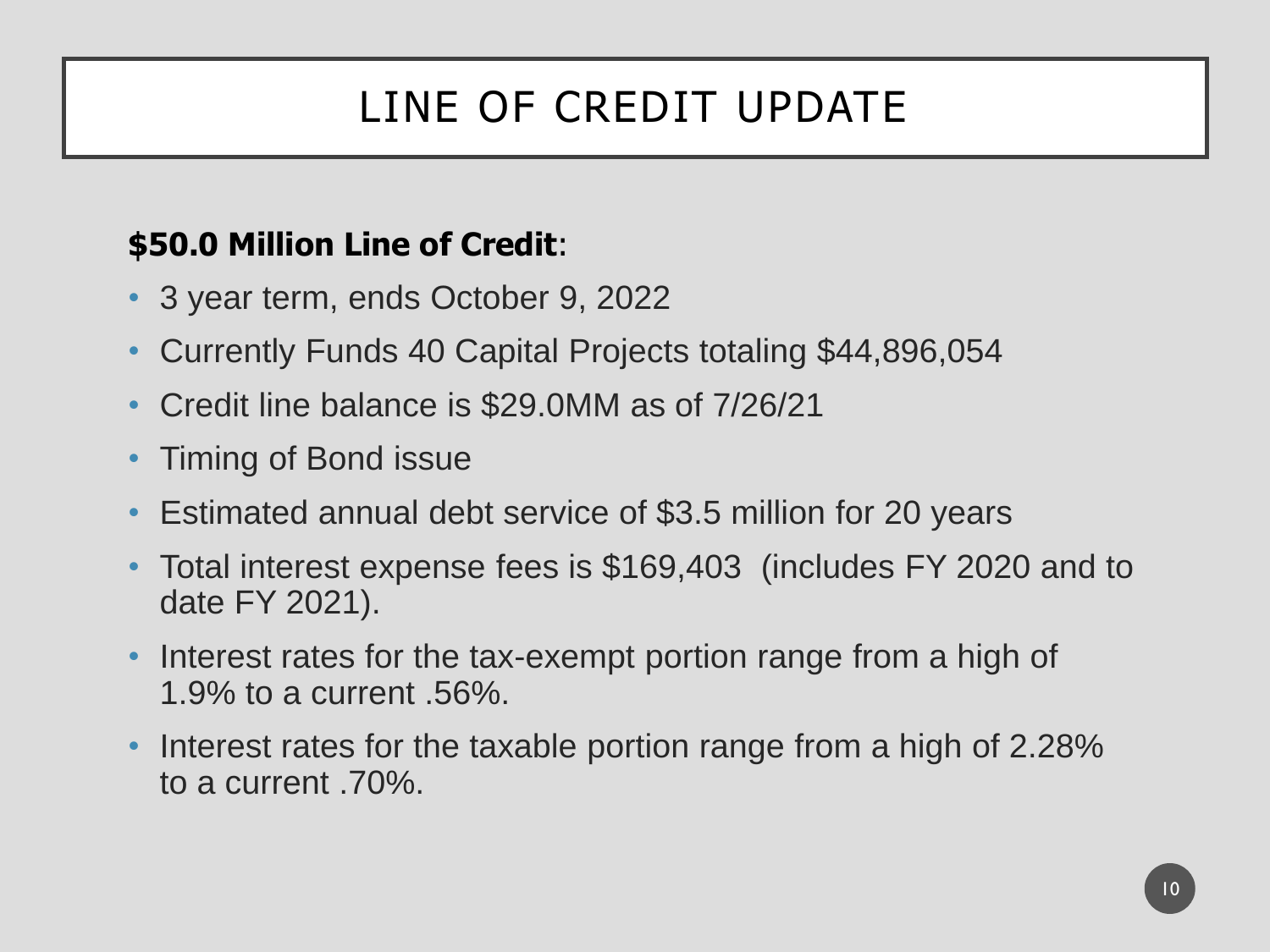# LINE OF CREDIT UPDATE

**$50.0 Million Line of Credit**:

- 3 year term, ends October 9, 2022
- Currently Funds 40 Capital Projects totaling $44,896,054
- Credit line balance is $29.0MM as of 7/26/21
- Timing of Bond issue
- Estimated annual debt service of $3.5 million for 20 years
- Total interest expense fees is $169,403 (includes FY 2020 and to date FY 2021).
- Interest rates for the tax-exempt portion range from a high of 1.9% to a current .56%.
- Interest rates for the taxable portion range from a high of 2.28% to a current .70%.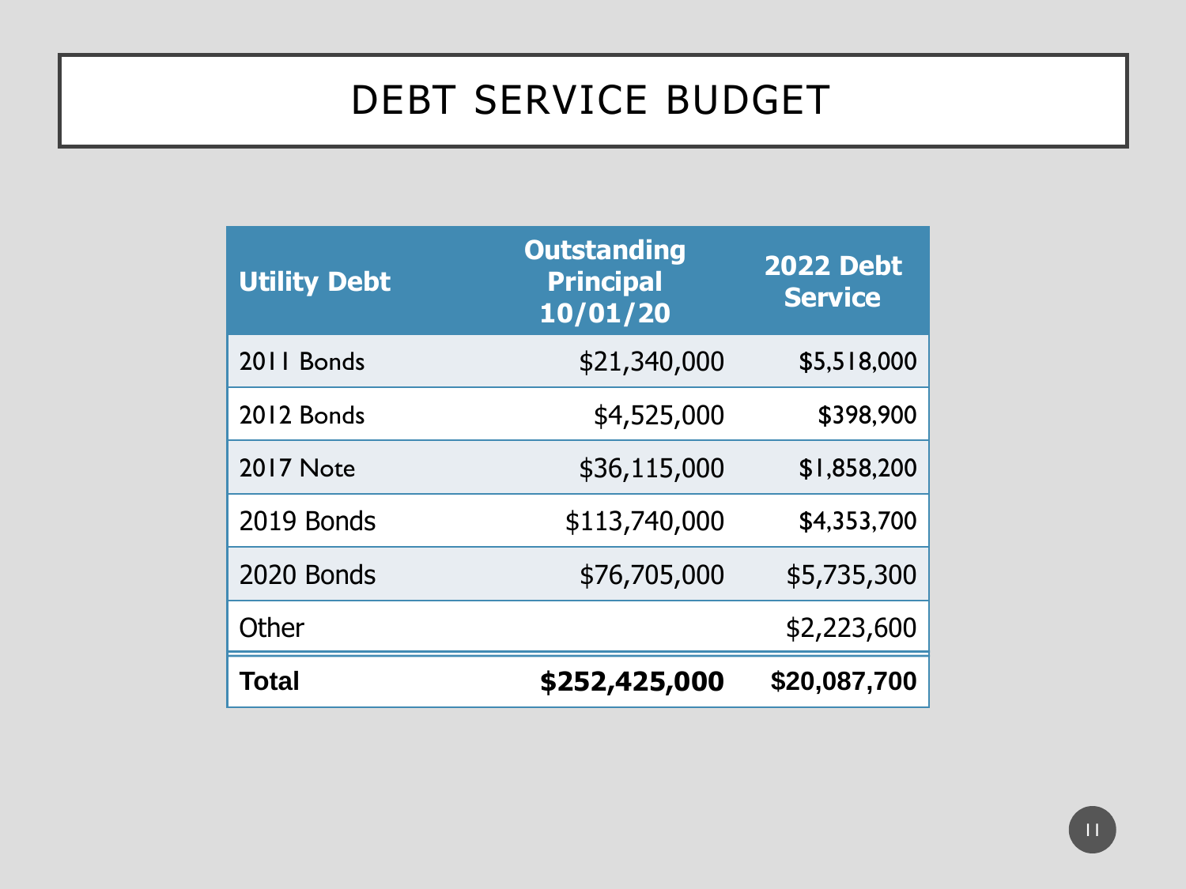# DEBT SERVICE BUDGET

| Utility Debt | Outstanding Principal 10/01/20 | 2022 Debt Service |
|---|---|---|
| 2011 Bonds | $21,340,000 | $5,518,000 |
| 2012 Bonds | $4,525,000 | $398,900 |
| 2017 Note | $36,115,000 | $1,858,200 |
| 2019 Bonds | $113,740,000 | $4,353,700 |
| 2020 Bonds | $76,705,000 | $5,735,300 |
| Other | | $2,223,600 |
| **Total** | **$252,425,000** | **$20,087,700** |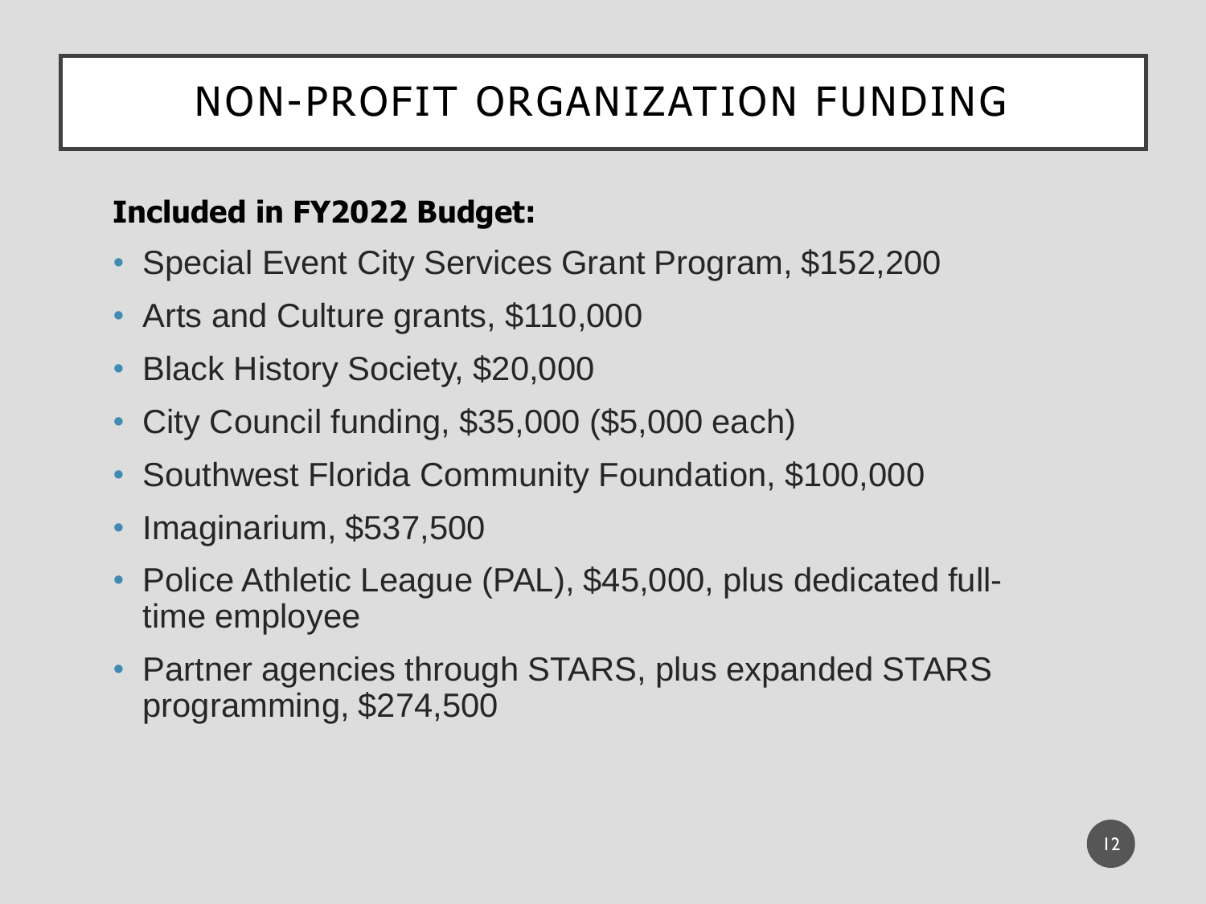# NON-PROFIT ORGANIZATION FUNDING

**Included in FY2022 Budget:**

- Special Event City Services Grant Program, $152,200
- Arts and Culture grants, $110,000
- Black History Society, $20,000
- City Council funding, $35,000 ($5,000 each)
- Southwest Florida Community Foundation, $100,000
- Imaginarium, $537,500
- Police Athletic League (PAL), $45,000, plus dedicated full-time employee
- Partner agencies through STARS, plus expanded STARS programming, $274,500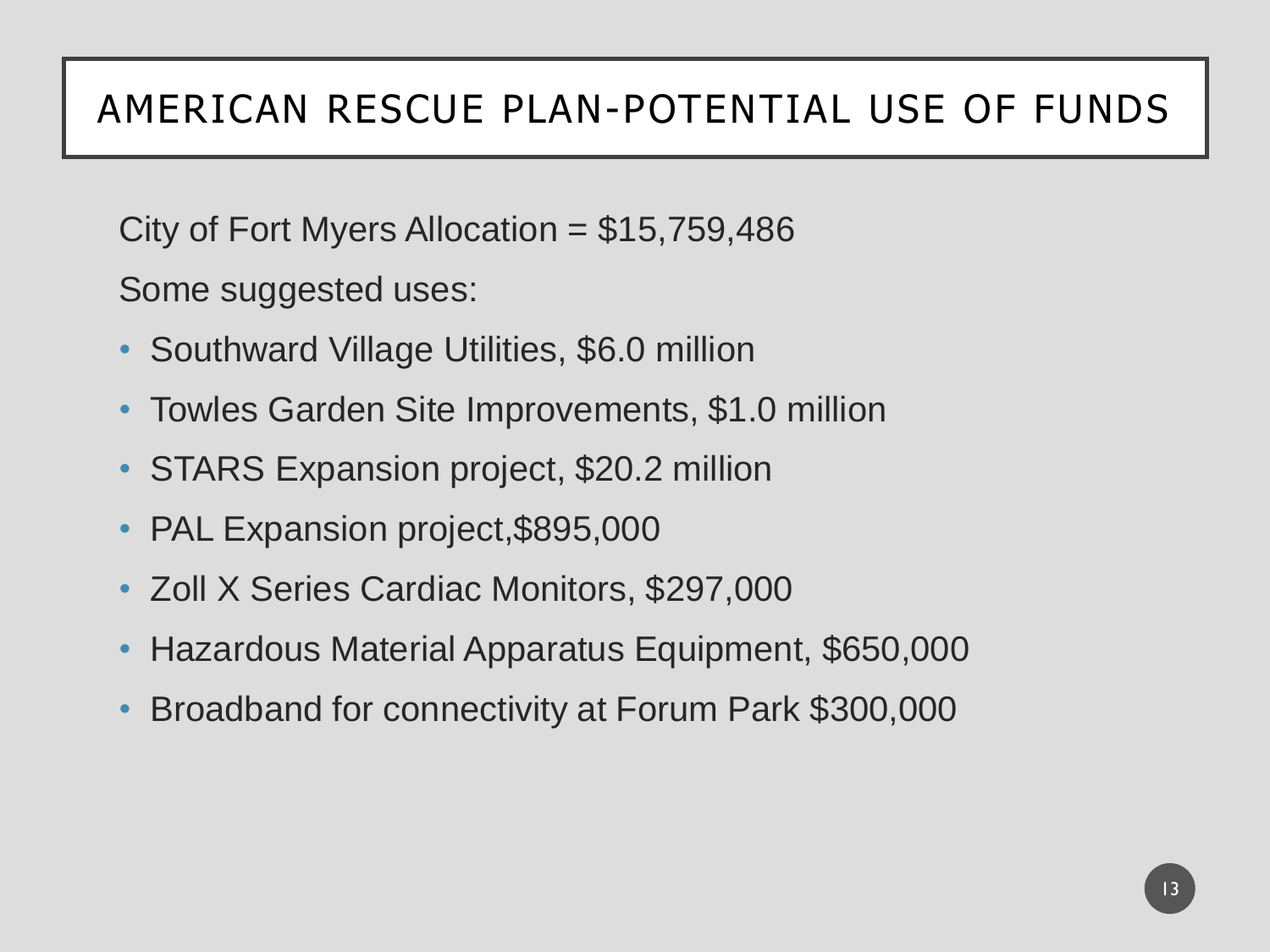# AMERICAN RESCUE PLAN-POTENTIAL USE OF FUNDS

City of Fort Myers Allocation = $15,759,486

Some suggested uses:

- Southward Village Utilities, $6.0 million
- Towles Garden Site Improvements, $1.0 million
- STARS Expansion project, $20.2 million
- PAL Expansion project,$895,000
- Zoll X Series Cardiac Monitors, $297,000
- Hazardous Material Apparatus Equipment, $650,000
- Broadband for connectivity at Forum Park $300,000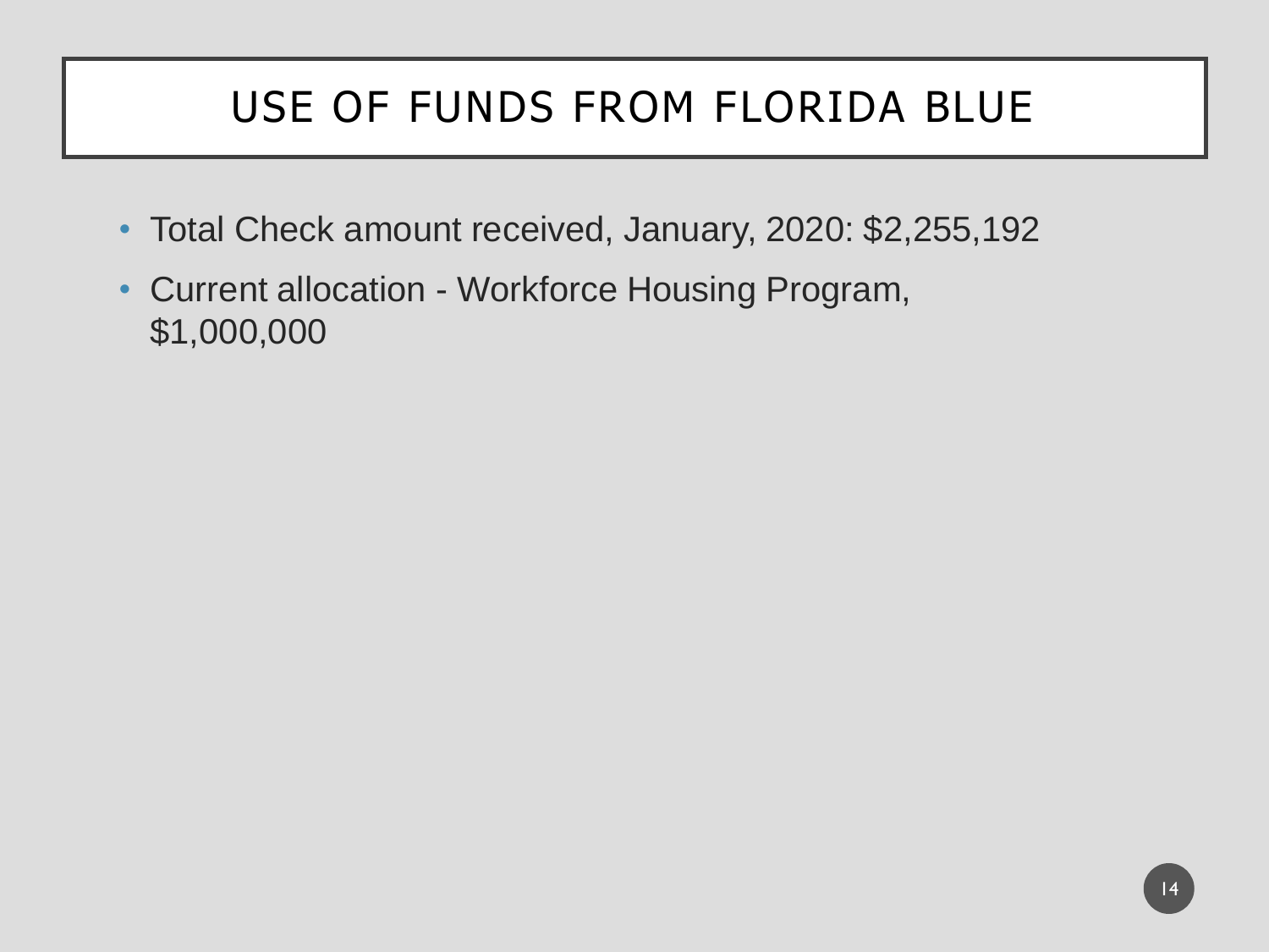# USE OF FUNDS FROM FLORIDA BLUE

- Total Check amount received, January, 2020: $2,255,192
- Current allocation - Workforce Housing Program, $1,000,000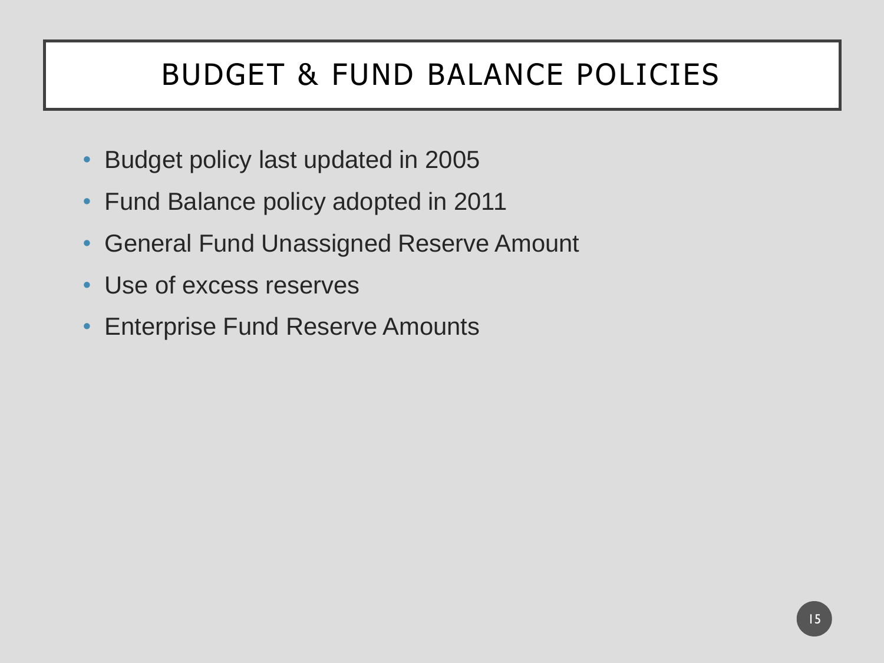# BUDGET & FUND BALANCE POLICIES

- Budget policy last updated in 2005
- Fund Balance policy adopted in 2011
- General Fund Unassigned Reserve Amount
- Use of excess reserves
- Enterprise Fund Reserve Amounts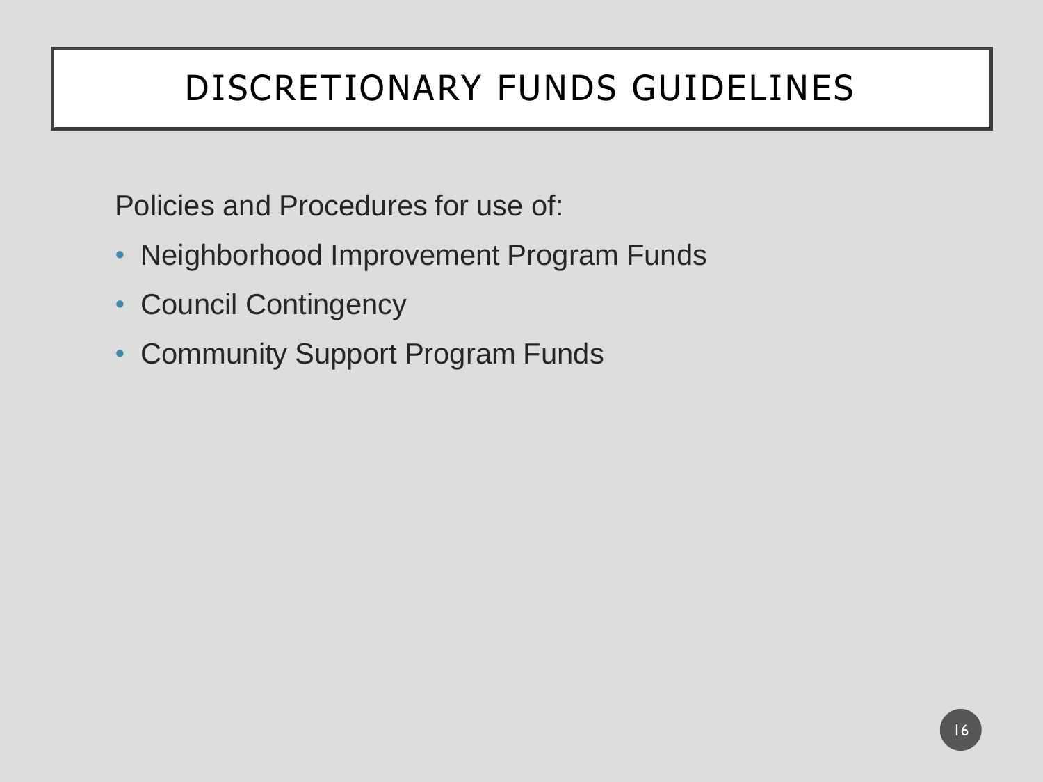# DISCRETIONARY FUNDS GUIDELINES

Policies and Procedures for use of:

- Neighborhood Improvement Program Funds
- Council Contingency
- Community Support Program Funds